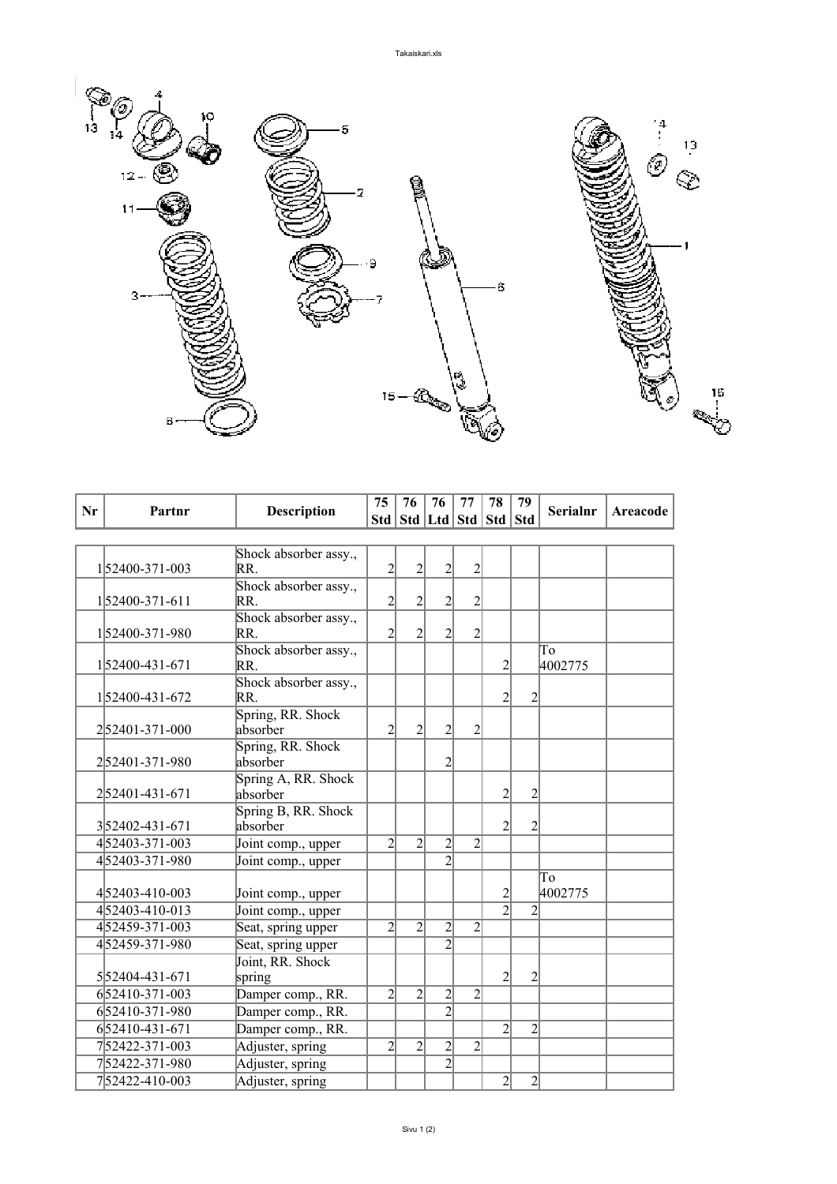| Nr | Partnr | Description | 75 Std | 76 Std | 76 Ltd | 77 Std | 78 Std | 79 Std | Serialnr | Areacode |
|---|---|---|---|---|---|---|---|---|---|---|
| 1 | 52400-371-003 | Shock absorber assy., RR. | 2 | 2 | 2 | 2 | | | | |
| 1 | 52400-371-611 | Shock absorber assy., RR. | 2 | 2 | 2 | 2 | | | | |
| 1 | 52400-371-980 | Shock absorber assy., RR. | 2 | 2 | 2 | 2 | | | | |
| 1 | 52400-431-671 | Shock absorber assy., RR. | | | | | 2 | | To 4002775 | |
| 1 | 52400-431-672 | Shock absorber assy., RR. | | | | | 2 | 2 | | |
| 2 | 52401-371-000 | Spring, RR. Shock absorber | 2 | 2 | 2 | 2 | | | | |
| 2 | 52401-371-980 | Spring, RR. Shock absorber | | | 2 | | | | | |
| 2 | 52401-431-671 | Spring A, RR. Shock absorber | | | | | 2 | 2 | | |
| 3 | 52402-431-671 | Spring B, RR. Shock absorber | | | | | 2 | 2 | | |
| 4 | 52403-371-003 | Joint comp., upper | 2 | 2 | 2 | 2 | | | | |
| 4 | 52403-371-980 | Joint comp., upper | | | 2 | | | | | |
| 4 | 52403-410-003 | Joint comp., upper | | | | | 2 | | To 4002775 | |
| 4 | 52403-410-013 | Joint comp., upper | | | | | 2 | 2 | | |
| 4 | 52459-371-003 | Seat, spring upper | 2 | 2 | 2 | 2 | | | | |
| 4 | 52459-371-980 | Seat, spring upper | | | 2 | | | | | |
| 5 | 52404-431-671 | Joint, RR. Shock spring | | | | | 2 | 2 | | |
| 6 | 52410-371-003 | Damper comp., RR. | 2 | 2 | 2 | 2 | | | | |
| 6 | 52410-371-980 | Damper comp., RR. | | | 2 | | | | | |
| 6 | 52410-431-671 | Damper comp., RR. | | | | | 2 | 2 | | |
| 7 | 52422-371-003 | Adjuster, spring | 2 | 2 | 2 | 2 | | | | |
| 7 | 52422-371-980 | Adjuster, spring | | | 2 | | | | | |
| 7 | 52422-410-003 | Adjuster, spring | | | | | 2 | 2 | | |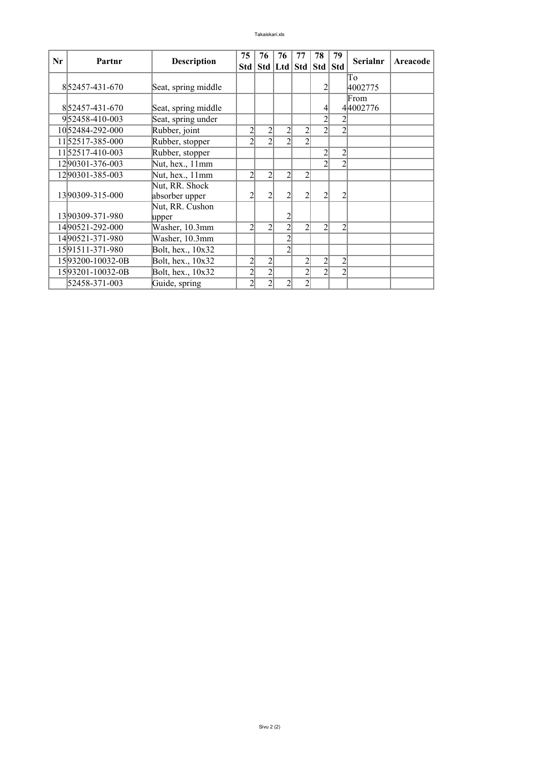| Nr | Partnr | Description | 75 Std | 76 Std | 76 Ltd | 77 Std | 78 Std | 79 Std | Serialnr | Areacode |
|---|---|---|---|---|---|---|---|---|---|---|
| 8 | 52457-431-670 | Seat, spring middle | | | | | 2 | | To 4002775 | |
| 8 | 52457-431-670 | Seat, spring middle | | | | | 4 | 4 | From 4002776 | |
| 9 | 52458-410-003 | Seat, spring under | | | | | 2 | 2 | | |
| 10 | 52484-292-000 | Rubber, joint | 2 | 2 | 2 | 2 | 2 | 2 | | |
| 11 | 52517-385-000 | Rubber, stopper | 2 | 2 | 2 | 2 | | | | |
| 11 | 52517-410-003 | Rubber, stopper | | | | | 2 | 2 | | |
| 12 | 90301-376-003 | Nut, hex., 11mm | | | | | 2 | 2 | | |
| 12 | 90301-385-003 | Nut, hex., 11mm | 2 | 2 | 2 | 2 | | | | |
| 13 | 90309-315-000 | Nut, RR. Shock absorber upper | 2 | 2 | 2 | 2 | 2 | 2 | | |
| 13 | 90309-371-980 | Nut, RR. Cushon upper | | | 2 | | | | | |
| 14 | 90521-292-000 | Washer, 10.3mm | 2 | 2 | 2 | 2 | 2 | 2 | | |
| 14 | 90521-371-980 | Washer, 10.3mm | | | 2 | | | | | |
| 15 | 91511-371-980 | Bolt, hex., 10x32 | | | 2 | | | | | |
| 15 | 93200-10032-0B | Bolt, hex., 10x32 | 2 | 2 | | 2 | 2 | 2 | | |
| 15 | 93201-10032-0B | Bolt, hex., 10x32 | 2 | 2 | | 2 | 2 | 2 | | |
| | 52458-371-003 | Guide, spring | 2 | 2 | 2 | 2 | | | | |